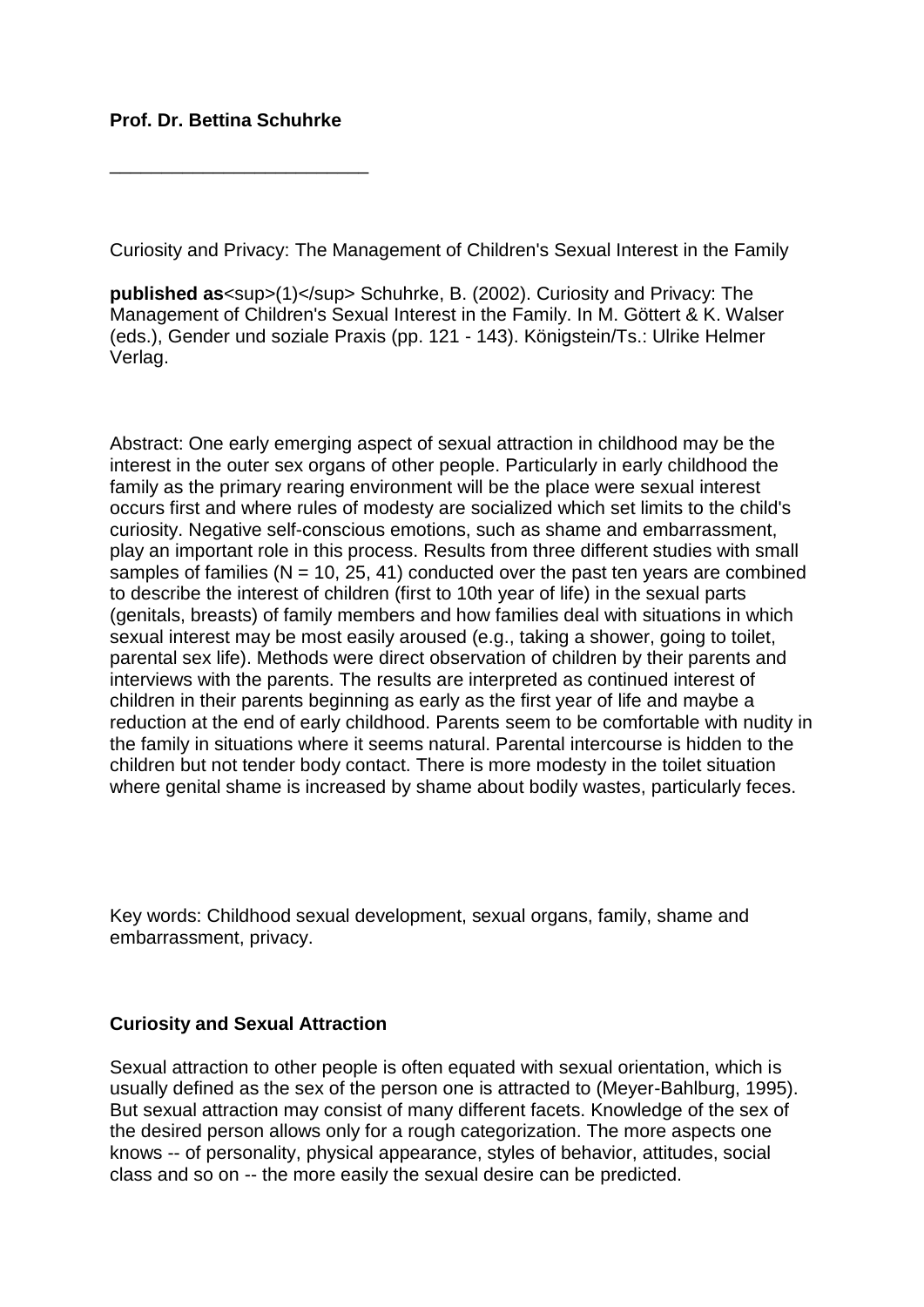**Prof. Dr. Bettina Schuhrke**

_________________________

Curiosity and Privacy: The Management of Children's Sexual Interest in the Family

**published as**[1] Schuhrke, B. (2002). Curiosity and Privacy: The Management of Children's Sexual Interest in the Family. In M. Göttert & K. Walser (eds.), Gender und soziale Praxis (pp. 121 - 143). Königstein/Ts.: Ulrike Helmer Verlag.

Abstract: One early emerging aspect of sexual attraction in childhood may be the interest in the outer sex organs of other people. Particularly in early childhood the family as the primary rearing environment will be the place were sexual interest occurs first and where rules of modesty are socialized which set limits to the child's curiosity. Negative self-conscious emotions, such as shame and embarrassment, play an important role in this process. Results from three different studies with small samples of families (N = 10, 25, 41) conducted over the past ten years are combined to describe the interest of children (first to 10th year of life) in the sexual parts (genitals, breasts) of family members and how families deal with situations in which sexual interest may be most easily aroused (e.g., taking a shower, going to toilet, parental sex life). Methods were direct observation of children by their parents and interviews with the parents. The results are interpreted as continued interest of children in their parents beginning as early as the first year of life and maybe a reduction at the end of early childhood. Parents seem to be comfortable with nudity in the family in situations where it seems natural. Parental intercourse is hidden to the children but not tender body contact. There is more modesty in the toilet situation where genital shame is increased by shame about bodily wastes, particularly feces.

Key words: Childhood sexual development, sexual organs, family, shame and embarrassment, privacy.

## Curiosity and Sexual Attraction

Sexual attraction to other people is often equated with sexual orientation, which is usually defined as the sex of the person one is attracted to (Meyer-Bahlburg, 1995). But sexual attraction may consist of many different facets. Knowledge of the sex of the desired person allows only for a rough categorization. The more aspects one knows -- of personality, physical appearance, styles of behavior, attitudes, social class and so on -- the more easily the sexual desire can be predicted.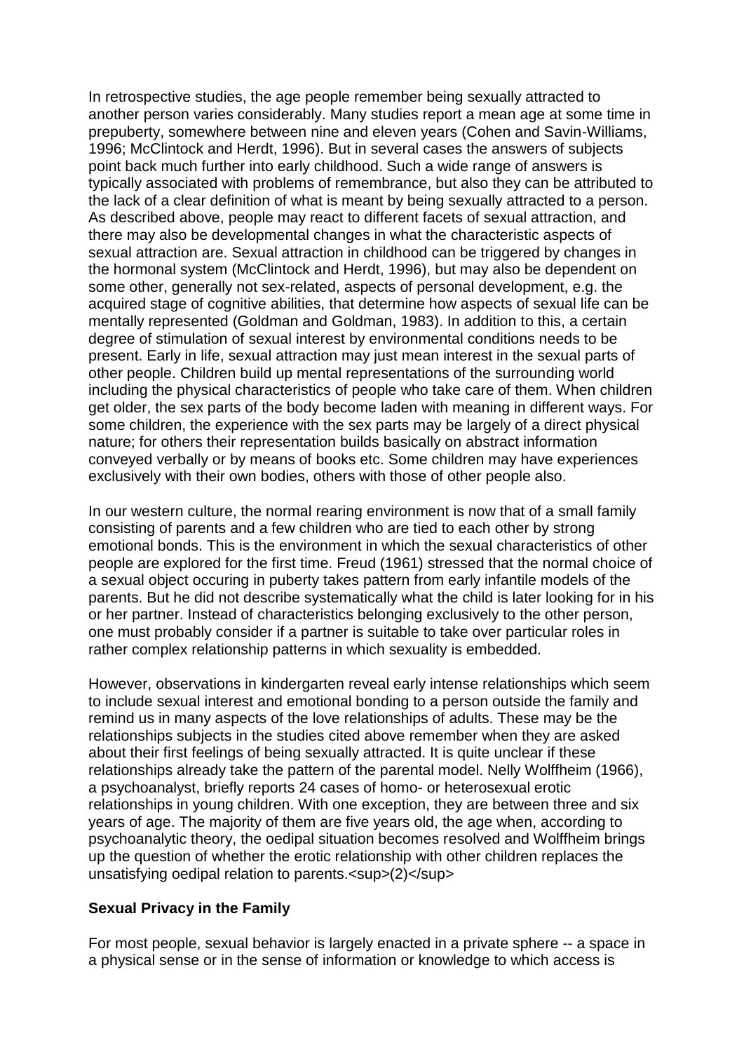In retrospective studies, the age people remember being sexually attracted to another person varies considerably. Many studies report a mean age at some time in prepuberty, somewhere between nine and eleven years (Cohen and Savin-Williams, 1996; McClintock and Herdt, 1996). But in several cases the answers of subjects point back much further into early childhood. Such a wide range of answers is typically associated with problems of remembrance, but also they can be attributed to the lack of a clear definition of what is meant by being sexually attracted to a person. As described above, people may react to different facets of sexual attraction, and there may also be developmental changes in what the characteristic aspects of sexual attraction are. Sexual attraction in childhood can be triggered by changes in the hormonal system (McClintock and Herdt, 1996), but may also be dependent on some other, generally not sex-related, aspects of personal development, e.g. the acquired stage of cognitive abilities, that determine how aspects of sexual life can be mentally represented (Goldman and Goldman, 1983). In addition to this, a certain degree of stimulation of sexual interest by environmental conditions needs to be present. Early in life, sexual attraction may just mean interest in the sexual parts of other people. Children build up mental representations of the surrounding world including the physical characteristics of people who take care of them. When children get older, the sex parts of the body become laden with meaning in different ways. For some children, the experience with the sex parts may be largely of a direct physical nature; for others their representation builds basically on abstract information conveyed verbally or by means of books etc. Some children may have experiences exclusively with their own bodies, others with those of other people also.

In our western culture, the normal rearing environment is now that of a small family consisting of parents and a few children who are tied to each other by strong emotional bonds. This is the environment in which the sexual characteristics of other people are explored for the first time. Freud (1961) stressed that the normal choice of a sexual object occuring in puberty takes pattern from early infantile models of the parents. But he did not describe systematically what the child is later looking for in his or her partner. Instead of characteristics belonging exclusively to the other person, one must probably consider if a partner is suitable to take over particular roles in rather complex relationship patterns in which sexuality is embedded.

However, observations in kindergarten reveal early intense relationships which seem to include sexual interest and emotional bonding to a person outside the family and remind us in many aspects of the love relationships of adults. These may be the relationships subjects in the studies cited above remember when they are asked about their first feelings of being sexually attracted. It is quite unclear if these relationships already take the pattern of the parental model. Nelly Wolffheim (1966), a psychoanalyst, briefly reports 24 cases of homo- or heterosexual erotic relationships in young children. With one exception, they are between three and six years of age. The majority of them are five years old, the age when, according to psychoanalytic theory, the oedipal situation becomes resolved and Wolffheim brings up the question of whether the erotic relationship with other children replaces the unsatisfying oedipal relation to parents.[2]

**Sexual Privacy in the Family**

For most people, sexual behavior is largely enacted in a private sphere -- a space in a physical sense or in the sense of information or knowledge to which access is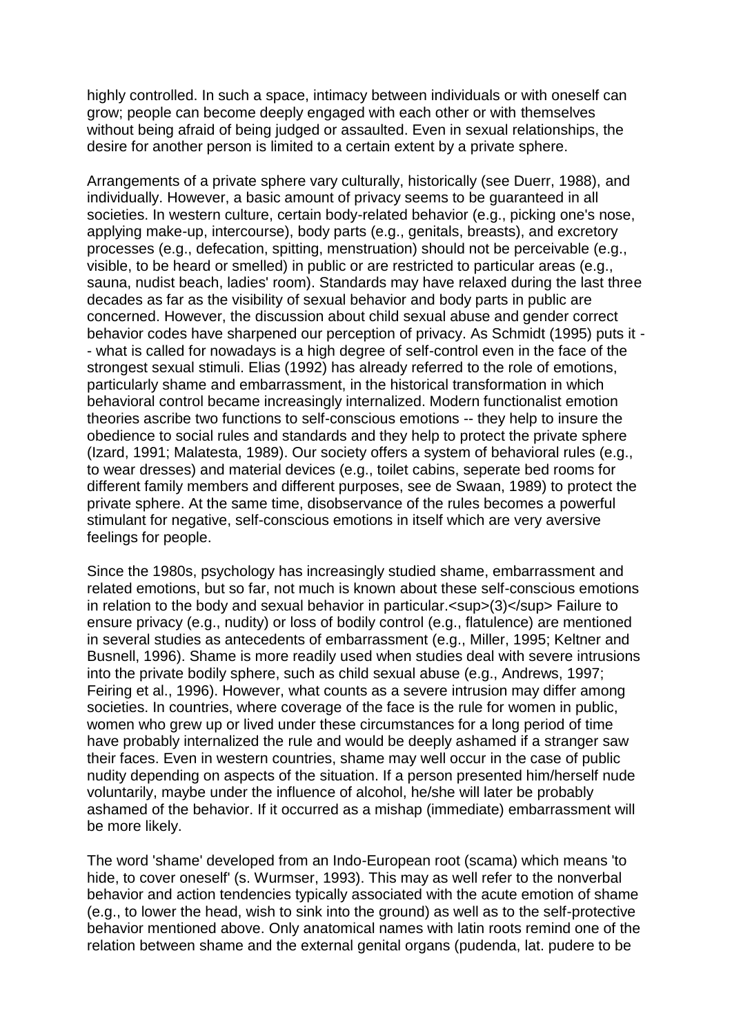highly controlled. In such a space, intimacy between individuals or with oneself can grow; people can become deeply engaged with each other or with themselves without being afraid of being judged or assaulted. Even in sexual relationships, the desire for another person is limited to a certain extent by a private sphere.

Arrangements of a private sphere vary culturally, historically (see Duerr, 1988), and individually. However, a basic amount of privacy seems to be guaranteed in all societies. In western culture, certain body-related behavior (e.g., picking one's nose, applying make-up, intercourse), body parts (e.g., genitals, breasts), and excretory processes (e.g., defecation, spitting, menstruation) should not be perceivable (e.g., visible, to be heard or smelled) in public or are restricted to particular areas (e.g., sauna, nudist beach, ladies' room). Standards may have relaxed during the last three decades as far as the visibility of sexual behavior and body parts in public are concerned. However, the discussion about child sexual abuse and gender correct behavior codes have sharpened our perception of privacy. As Schmidt (1995) puts it -- what is called for nowadays is a high degree of self-control even in the face of the strongest sexual stimuli. Elias (1992) has already referred to the role of emotions, particularly shame and embarrassment, in the historical transformation in which behavioral control became increasingly internalized. Modern functionalist emotion theories ascribe two functions to self-conscious emotions -- they help to insure the obedience to social rules and standards and they help to protect the private sphere (Izard, 1991; Malatesta, 1989). Our society offers a system of behavioral rules (e.g., to wear dresses) and material devices (e.g., toilet cabins, seperate bed rooms for different family members and different purposes, see de Swaan, 1989) to protect the private sphere. At the same time, disobservance of the rules becomes a powerful stimulant for negative, self-conscious emotions in itself which are very aversive feelings for people.

Since the 1980s, psychology has increasingly studied shame, embarrassment and related emotions, but so far, not much is known about these self-conscious emotions in relation to the body and sexual behavior in particular.[(3)] Failure to ensure privacy (e.g., nudity) or loss of bodily control (e.g., flatulence) are mentioned in several studies as antecedents of embarrassment (e.g., Miller, 1995; Keltner and Busnell, 1996). Shame is more readily used when studies deal with severe intrusions into the private bodily sphere, such as child sexual abuse (e.g., Andrews, 1997; Feiring et al., 1996). However, what counts as a severe intrusion may differ among societies. In countries, where coverage of the face is the rule for women in public, women who grew up or lived under these circumstances for a long period of time have probably internalized the rule and would be deeply ashamed if a stranger saw their faces. Even in western countries, shame may well occur in the case of public nudity depending on aspects of the situation. If a person presented him/herself nude voluntarily, maybe under the influence of alcohol, he/she will later be probably ashamed of the behavior. If it occurred as a mishap (immediate) embarrassment will be more likely.

The word 'shame' developed from an Indo-European root (scama) which means 'to hide, to cover oneself' (s. Wurmser, 1993). This may as well refer to the nonverbal behavior and action tendencies typically associated with the acute emotion of shame (e.g., to lower the head, wish to sink into the ground) as well as to the self-protective behavior mentioned above. Only anatomical names with latin roots remind one of the relation between shame and the external genital organs (pudenda, lat. pudere to be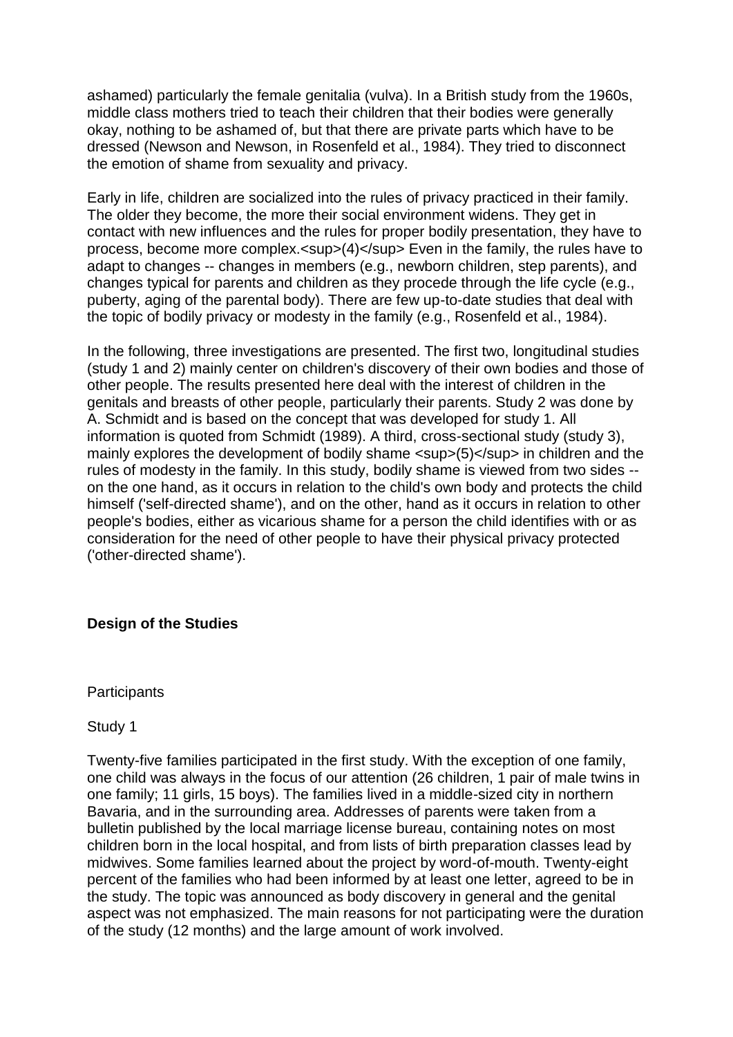ashamed) particularly the female genitalia (vulva). In a British study from the 1960s, middle class mothers tried to teach their children that their bodies were generally okay, nothing to be ashamed of, but that there are private parts which have to be dressed (Newson and Newson, in Rosenfeld et al., 1984). They tried to disconnect the emotion of shame from sexuality and privacy.

Early in life, children are socialized into the rules of privacy practiced in their family. The older they become, the more their social environment widens. They get in contact with new influences and the rules for proper bodily presentation, they have to process, become more complex.[4] Even in the family, the rules have to adapt to changes -- changes in members (e.g., newborn children, step parents), and changes typical for parents and children as they procede through the life cycle (e.g., puberty, aging of the parental body). There are few up-to-date studies that deal with the topic of bodily privacy or modesty in the family (e.g., Rosenfeld et al., 1984).

In the following, three investigations are presented. The first two, longitudinal studies (study 1 and 2) mainly center on children's discovery of their own bodies and those of other people. The results presented here deal with the interest of children in the genitals and breasts of other people, particularly their parents. Study 2 was done by A. Schmidt and is based on the concept that was developed for study 1. All information is quoted from Schmidt (1989). A third, cross-sectional study (study 3), mainly explores the development of bodily shame [5] in children and the rules of modesty in the family. In this study, bodily shame is viewed from two sides -- on the one hand, as it occurs in relation to the child's own body and protects the child himself ('self-directed shame'), and on the other, hand as it occurs in relation to other people's bodies, either as vicarious shame for a person the child identifies with or as consideration for the need of other people to have their physical privacy protected ('other-directed shame').

## Design of the Studies

### Participants

#### Study 1

Twenty-five families participated in the first study. With the exception of one family, one child was always in the focus of our attention (26 children, 1 pair of male twins in one family; 11 girls, 15 boys). The families lived in a middle-sized city in northern Bavaria, and in the surrounding area. Addresses of parents were taken from a bulletin published by the local marriage license bureau, containing notes on most children born in the local hospital, and from lists of birth preparation classes lead by midwives. Some families learned about the project by word-of-mouth. Twenty-eight percent of the families who had been informed by at least one letter, agreed to be in the study. The topic was announced as body discovery in general and the genital aspect was not emphasized. The main reasons for not participating were the duration of the study (12 months) and the large amount of work involved.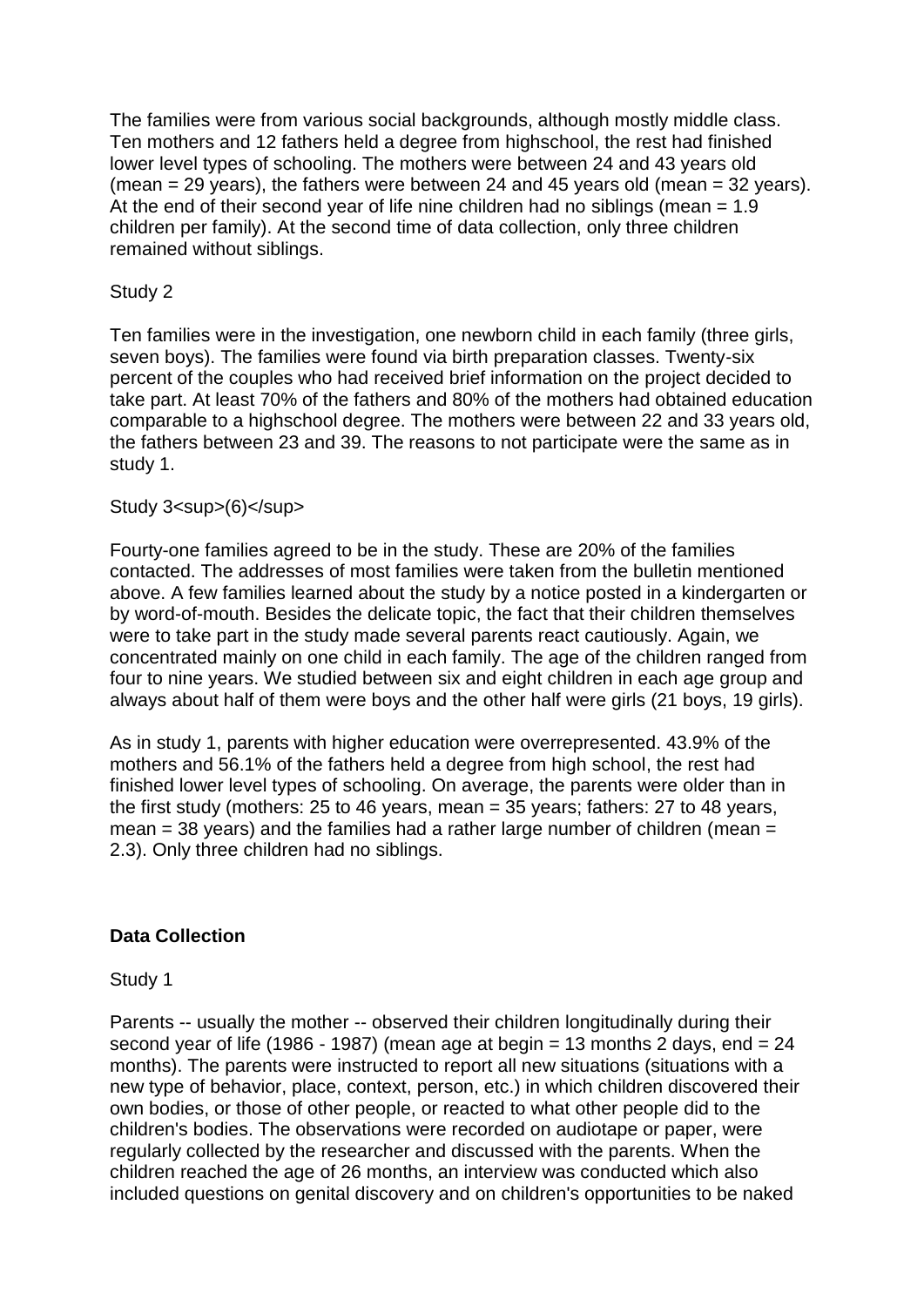The families were from various social backgrounds, although mostly middle class. Ten mothers and 12 fathers held a degree from highschool, the rest had finished lower level types of schooling. The mothers were between 24 and 43 years old (mean = 29 years), the fathers were between 24 and 45 years old (mean = 32 years). At the end of their second year of life nine children had no siblings (mean = 1.9 children per family). At the second time of data collection, only three children remained without siblings.

Study 2

Ten families were in the investigation, one newborn child in each family (three girls, seven boys). The families were found via birth preparation classes. Twenty-six percent of the couples who had received brief information on the project decided to take part. At least 70% of the fathers and 80% of the mothers had obtained education comparable to a highschool degree. The mothers were between 22 and 33 years old, the fathers between 23 and 39. The reasons to not participate were the same as in study 1.

Study 3[6]

Fourty-one families agreed to be in the study. These are 20% of the families contacted. The addresses of most families were taken from the bulletin mentioned above. A few families learned about the study by a notice posted in a kindergarten or by word-of-mouth. Besides the delicate topic, the fact that their children themselves were to take part in the study made several parents react cautiously. Again, we concentrated mainly on one child in each family. The age of the children ranged from four to nine years. We studied between six and eight children in each age group and always about half of them were boys and the other half were girls (21 boys, 19 girls).

As in study 1, parents with higher education were overrepresented. 43.9% of the mothers and 56.1% of the fathers held a degree from high school, the rest had finished lower level types of schooling. On average, the parents were older than in the first study (mothers: 25 to 46 years, mean = 35 years; fathers: 27 to 48 years, mean = 38 years) and the families had a rather large number of children (mean = 2.3). Only three children had no siblings.

**Data Collection**

Study 1

Parents -- usually the mother -- observed their children longitudinally during their second year of life (1986 - 1987) (mean age at begin = 13 months 2 days, end = 24 months). The parents were instructed to report all new situations (situations with a new type of behavior, place, context, person, etc.) in which children discovered their own bodies, or those of other people, or reacted to what other people did to the children's bodies. The observations were recorded on audiotape or paper, were regularly collected by the researcher and discussed with the parents. When the children reached the age of 26 months, an interview was conducted which also included questions on genital discovery and on children's opportunities to be naked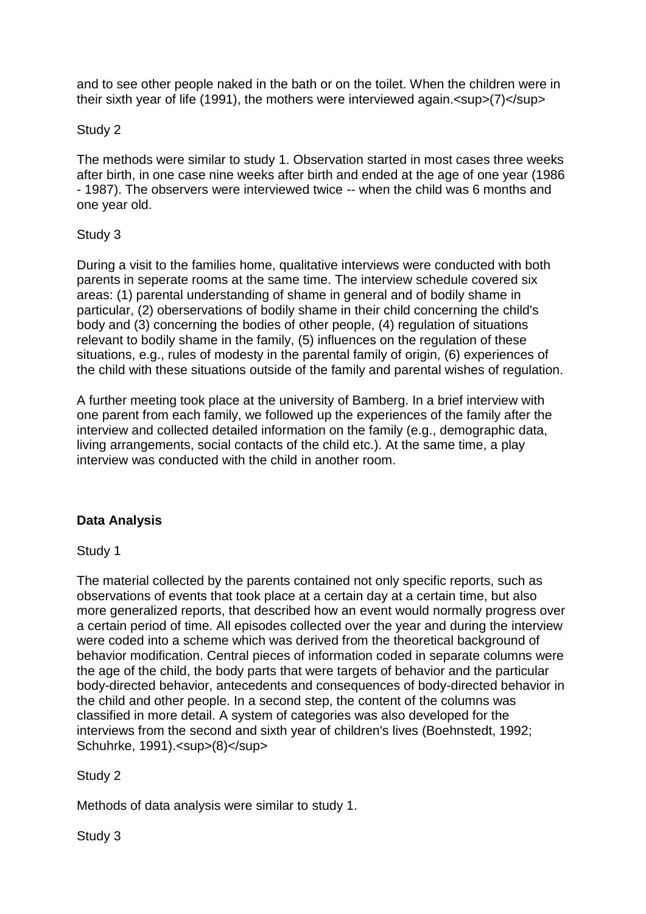and to see other people naked in the bath or on the toilet. When the children were in their sixth year of life (1991), the mothers were interviewed again.[7]

Study 2

The methods were similar to study 1. Observation started in most cases three weeks after birth, in one case nine weeks after birth and ended at the age of one year (1986 - 1987). The observers were interviewed twice -- when the child was 6 months and one year old.

Study 3

During a visit to the families home, qualitative interviews were conducted with both parents in seperate rooms at the same time. The interview schedule covered six areas: (1) parental understanding of shame in general and of bodily shame in particular, (2) oberservations of bodily shame in their child concerning the child's body and (3) concerning the bodies of other people, (4) regulation of situations relevant to bodily shame in the family, (5) influences on the regulation of these situations, e.g., rules of modesty in the parental family of origin, (6) experiences of the child with these situations outside of the family and parental wishes of regulation.

A further meeting took place at the university of Bamberg. In a brief interview with one parent from each family, we followed up the experiences of the family after the interview and collected detailed information on the family (e.g., demographic data, living arrangements, social contacts of the child etc.). At the same time, a play interview was conducted with the child in another room.

**Data Analysis**

Study 1

The material collected by the parents contained not only specific reports, such as observations of events that took place at a certain day at a certain time, but also more generalized reports, that described how an event would normally progress over a certain period of time. All episodes collected over the year and during the interview were coded into a scheme which was derived from the theoretical background of behavior modification. Central pieces of information coded in separate columns were the age of the child, the body parts that were targets of behavior and the particular body-directed behavior, antecedents and consequences of body-directed behavior in the child and other people. In a second step, the content of the columns was classified in more detail. A system of categories was also developed for the interviews from the second and sixth year of children's lives (Boehnstedt, 1992; Schuhrke, 1991).[8]

Study 2

Methods of data analysis were similar to study 1.

Study 3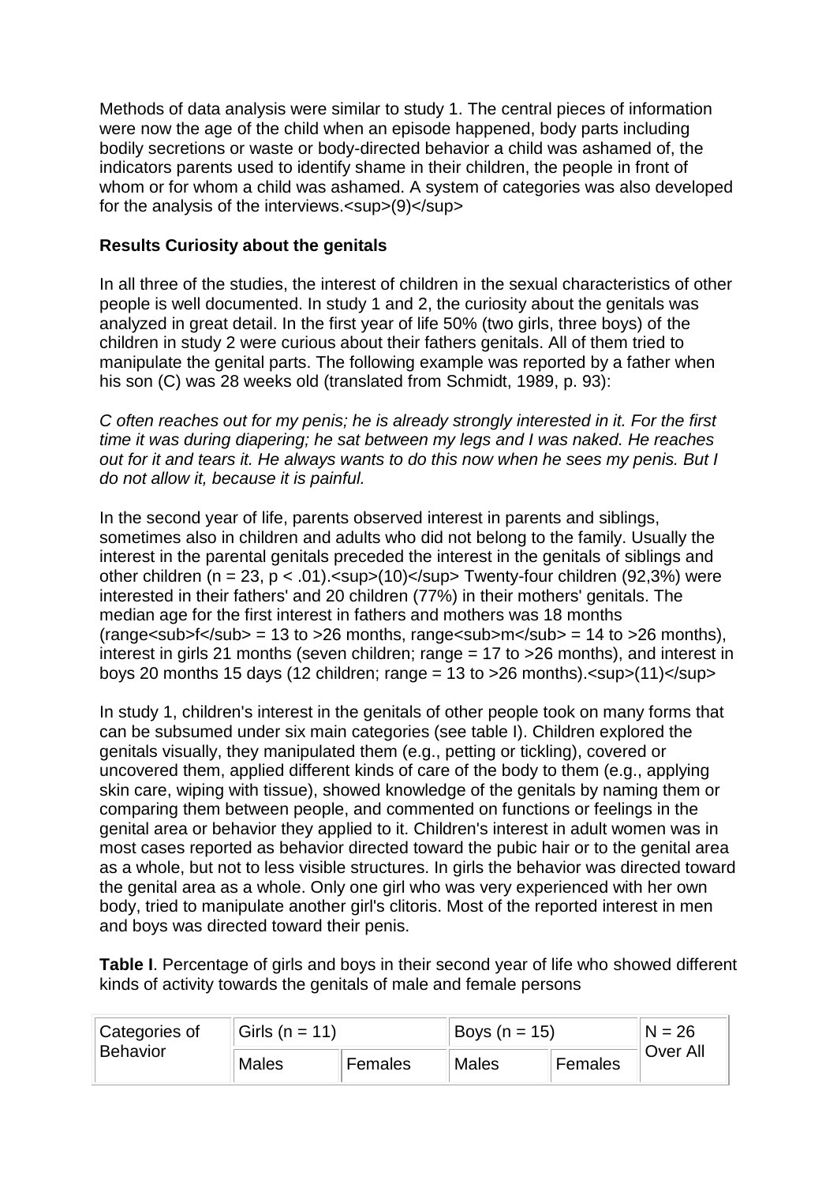Methods of data analysis were similar to study 1. The central pieces of information were now the age of the child when an episode happened, body parts including bodily secretions or waste or body-directed behavior a child was ashamed of, the indicators parents used to identify shame in their children, the people in front of whom or for whom a child was ashamed. A system of categories was also developed for the analysis of the interviews.[9]

**Results Curiosity about the genitals**

In all three of the studies, the interest of children in the sexual characteristics of other people is well documented. In study 1 and 2, the curiosity about the genitals was analyzed in great detail. In the first year of life 50% (two girls, three boys) of the children in study 2 were curious about their fathers genitals. All of them tried to manipulate the genital parts. The following example was reported by a father when his son (C) was 28 weeks old (translated from Schmidt, 1989, p. 93):

*C often reaches out for my penis; he is already strongly interested in it. For the first time it was during diapering; he sat between my legs and I was naked. He reaches out for it and tears it. He always wants to do this now when he sees my penis. But I do not allow it, because it is painful.*

In the second year of life, parents observed interest in parents and siblings, sometimes also in children and adults who did not belong to the family. Usually the interest in the parental genitals preceded the interest in the genitals of siblings and other children ($n = 23$, $p < .01$).[10] Twenty-four children (92,3%) were interested in their fathers' and 20 children (77%) in their mothers' genitals. The median age for the first interest in fathers and mothers was 18 months ($range_f$ = 13 to >26 months, $range_m$ = 14 to >26 months), interest in girls 21 months (seven children; range = 17 to >26 months), and interest in boys 20 months 15 days (12 children; range = 13 to >26 months).[11]

In study 1, children's interest in the genitals of other people took on many forms that can be subsumed under six main categories (see table I). Children explored the genitals visually, they manipulated them (e.g., petting or tickling), covered or uncovered them, applied different kinds of care of the body to them (e.g., applying skin care, wiping with tissue), showed knowledge of the genitals by naming them or comparing them between people, and commented on functions or feelings in the genital area or behavior they applied to it. Children's interest in adult women was in most cases reported as behavior directed toward the pubic hair or to the genital area as a whole, but not to less visible structures. In girls the behavior was directed toward the genital area as a whole. Only one girl who was very experienced with her own body, tried to manipulate another girl's clitoris. Most of the reported interest in men and boys was directed toward their penis.

**Table I**. Percentage of girls and boys in their second year of life who showed different kinds of activity towards the genitals of male and female persons

| Categories of Behavior | Girls (n = 11) | | Boys (n = 15) | | N = 26 Over All |
|---|---|---|---|---|---|
| | Males | Females | Males | Females | |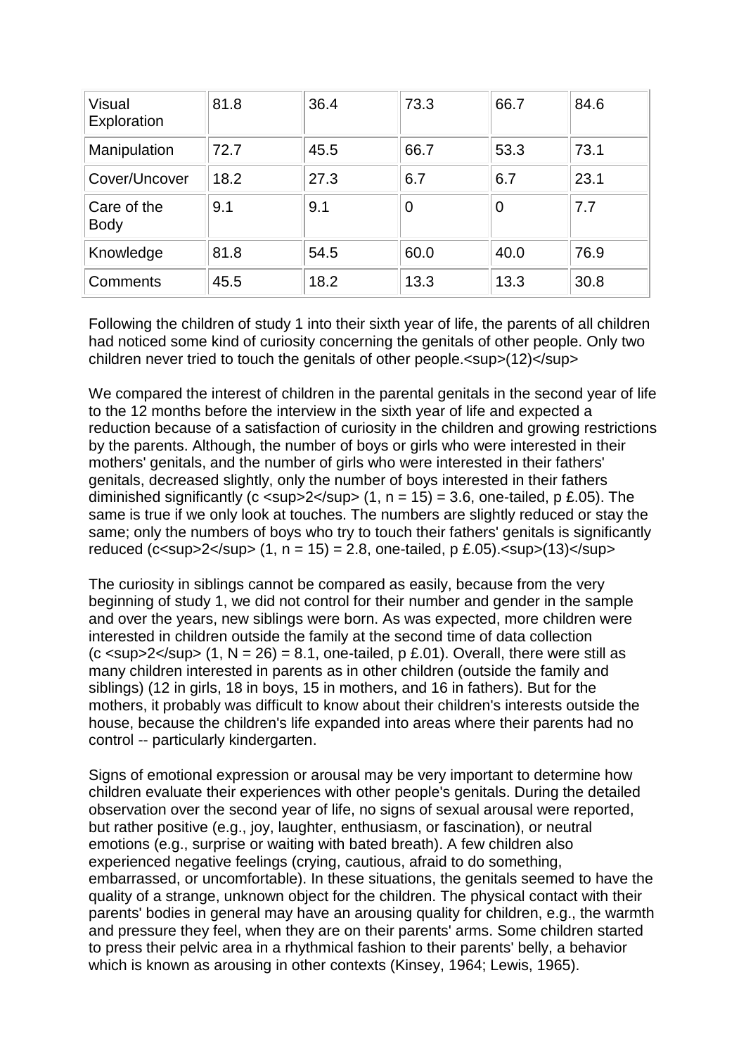| | | | | | |
|---|---|---|---|---|---|
| Visual Exploration | 81.8 | 36.4 | 73.3 | 66.7 | 84.6 |
| Manipulation | 72.7 | 45.5 | 66.7 | 53.3 | 73.1 |
| Cover/Uncover | 18.2 | 27.3 | 6.7 | 6.7 | 23.1 |
| Care of the Body | 9.1 | 9.1 | 0 | 0 | 7.7 |
| Knowledge | 81.8 | 54.5 | 60.0 | 40.0 | 76.9 |
| Comments | 45.5 | 18.2 | 13.3 | 13.3 | 30.8 |

Following the children of study 1 into their sixth year of life, the parents of all children had noticed some kind of curiosity concerning the genitals of other people. Only two children never tried to touch the genitals of other people.[12]

We compared the interest of children in the parental genitals in the second year of life to the 12 months before the interview in the sixth year of life and expected a reduction because of a satisfaction of curiosity in the children and growing restrictions by the parents. Although, the number of boys or girls who were interested in their mothers' genitals, and the number of girls who were interested in their fathers' genitals, decreased slightly, only the number of boys interested in their fathers diminished significantly ($\chi^2 (1, n = 15) = 3.6$, one-tailed, $p \leq .05$). The same is true if we only look at touches. The numbers are slightly reduced or stay the same; only the numbers of boys who try to touch their fathers' genitals is significantly reduced ($\chi^2 (1, n = 15) = 2.8$, one-tailed, $p \leq .05$).[13]

The curiosity in siblings cannot be compared as easily, because from the very beginning of study 1, we did not control for their number and gender in the sample and over the years, new siblings were born. As was expected, more children were interested in children outside the family at the second time of data collection ($\chi^2 (1, N = 26) = 8.1$, one-tailed, $p \leq .01$). Overall, there were still as many children interested in parents as in other children (outside the family and siblings) (12 in girls, 18 in boys, 15 in mothers, and 16 in fathers). But for the mothers, it probably was difficult to know about their children's interests outside the house, because the children's life expanded into areas where their parents had no control -- particularly kindergarten.

Signs of emotional expression or arousal may be very important to determine how children evaluate their experiences with other people's genitals. During the detailed observation over the second year of life, no signs of sexual arousal were reported, but rather positive (e.g., joy, laughter, enthusiasm, or fascination), or neutral emotions (e.g., surprise or waiting with bated breath). A few children also experienced negative feelings (crying, cautious, afraid to do something, embarrassed, or uncomfortable). In these situations, the genitals seemed to have the quality of a strange, unknown object for the children. The physical contact with their parents' bodies in general may have an arousing quality for children, e.g., the warmth and pressure they feel, when they are on their parents' arms. Some children started to press their pelvic area in a rhythmical fashion to their parents' belly, a behavior which is known as arousing in other contexts (Kinsey, 1964; Lewis, 1965).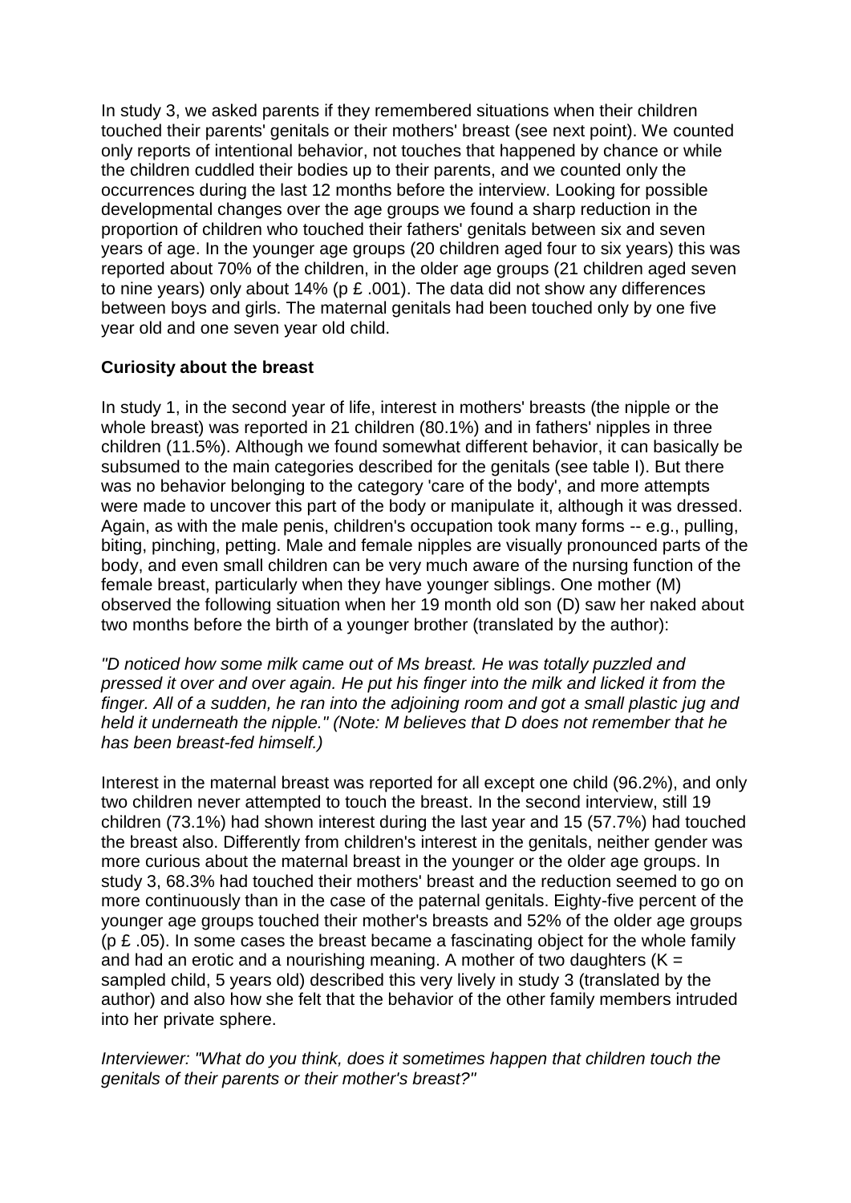In study 3, we asked parents if they remembered situations when their children touched their parents' genitals or their mothers' breast (see next point). We counted only reports of intentional behavior, not touches that happened by chance or while the children cuddled their bodies up to their parents, and we counted only the occurrences during the last 12 months before the interview. Looking for possible developmental changes over the age groups we found a sharp reduction in the proportion of children who touched their fathers' genitals between six and seven years of age. In the younger age groups (20 children aged four to six years) this was reported about 70% of the children, in the older age groups (21 children aged seven to nine years) only about 14% (p £ .001). The data did not show any differences between boys and girls. The maternal genitals had been touched only by one five year old and one seven year old child.

**Curiosity about the breast**

In study 1, in the second year of life, interest in mothers' breasts (the nipple or the whole breast) was reported in 21 children (80.1%) and in fathers' nipples in three children (11.5%). Although we found somewhat different behavior, it can basically be subsumed to the main categories described for the genitals (see table I). But there was no behavior belonging to the category 'care of the body', and more attempts were made to uncover this part of the body or manipulate it, although it was dressed. Again, as with the male penis, children's occupation took many forms -- e.g., pulling, biting, pinching, petting. Male and female nipples are visually pronounced parts of the body, and even small children can be very much aware of the nursing function of the female breast, particularly when they have younger siblings. One mother (M) observed the following situation when her 19 month old son (D) saw her naked about two months before the birth of a younger brother (translated by the author):

*"D noticed how some milk came out of Ms breast. He was totally puzzled and pressed it over and over again. He put his finger into the milk and licked it from the finger. All of a sudden, he ran into the adjoining room and got a small plastic jug and held it underneath the nipple." (Note: M believes that D does not remember that he has been breast-fed himself.)*

Interest in the maternal breast was reported for all except one child (96.2%), and only two children never attempted to touch the breast. In the second interview, still 19 children (73.1%) had shown interest during the last year and 15 (57.7%) had touched the breast also. Differently from children's interest in the genitals, neither gender was more curious about the maternal breast in the younger or the older age groups. In study 3, 68.3% had touched their mothers' breast and the reduction seemed to go on more continuously than in the case of the paternal genitals. Eighty-five percent of the younger age groups touched their mother's breasts and 52% of the older age groups (p £ .05). In some cases the breast became a fascinating object for the whole family and had an erotic and a nourishing meaning. A mother of two daughters (K = sampled child, 5 years old) described this very lively in study 3 (translated by the author) and also how she felt that the behavior of the other family members intruded into her private sphere.

*Interviewer: "What do you think, does it sometimes happen that children touch the genitals of their parents or their mother's breast?"*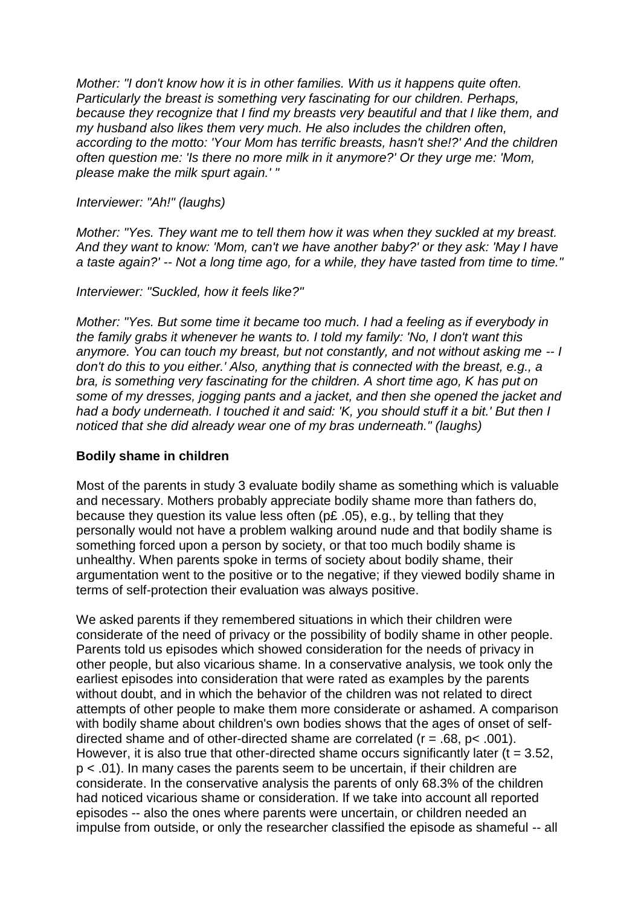*Mother: "I don't know how it is in other families. With us it happens quite often. Particularly the breast is something very fascinating for our children. Perhaps, because they recognize that I find my breasts very beautiful and that I like them, and my husband also likes them very much. He also includes the children often, according to the motto: 'Your Mom has terrific breasts, hasn't she!?' And the children often question me: 'Is there no more milk in it anymore?' Or they urge me: 'Mom, please make the milk spurt again.' "*

*Interviewer: "Ah!" (laughs)*

*Mother: "Yes. They want me to tell them how it was when they suckled at my breast. And they want to know: 'Mom, can't we have another baby?' or they ask: 'May I have a taste again?' -- Not a long time ago, for a while, they have tasted from time to time."*

*Interviewer: "Suckled, how it feels like?"*

*Mother: "Yes. But some time it became too much. I had a feeling as if everybody in the family grabs it whenever he wants to. I told my family: 'No, I don't want this anymore. You can touch my breast, but not constantly, and not without asking me -- I don't do this to you either.' Also, anything that is connected with the breast, e.g., a bra, is something very fascinating for the children. A short time ago, K has put on some of my dresses, jogging pants and a jacket, and then she opened the jacket and had a body underneath. I touched it and said: 'K, you should stuff it a bit.' But then I noticed that she did already wear one of my bras underneath." (laughs)*

**Bodily shame in children**

Most of the parents in study 3 evaluate bodily shame as something which is valuable and necessary. Mothers probably appreciate bodily shame more than fathers do, because they question its value less often (p£ .05), e.g., by telling that they personally would not have a problem walking around nude and that bodily shame is something forced upon a person by society, or that too much bodily shame is unhealthy. When parents spoke in terms of society about bodily shame, their argumentation went to the positive or to the negative; if they viewed bodily shame in terms of self-protection their evaluation was always positive.

We asked parents if they remembered situations in which their children were considerate of the need of privacy or the possibility of bodily shame in other people. Parents told us episodes which showed consideration for the needs of privacy in other people, but also vicarious shame. In a conservative analysis, we took only the earliest episodes into consideration that were rated as examples by the parents without doubt, and in which the behavior of the children was not related to direct attempts of other people to make them more considerate or ashamed. A comparison with bodily shame about children's own bodies shows that the ages of onset of self-directed shame and of other-directed shame are correlated ($r = .68$, $p < .001$). However, it is also true that other-directed shame occurs significantly later ($t = 3.52$, $p < .01$). In many cases the parents seem to be uncertain, if their children are considerate. In the conservative analysis the parents of only 68.3% of the children had noticed vicarious shame or consideration. If we take into account all reported episodes -- also the ones where parents were uncertain, or children needed an impulse from outside, or only the researcher classified the episode as shameful -- all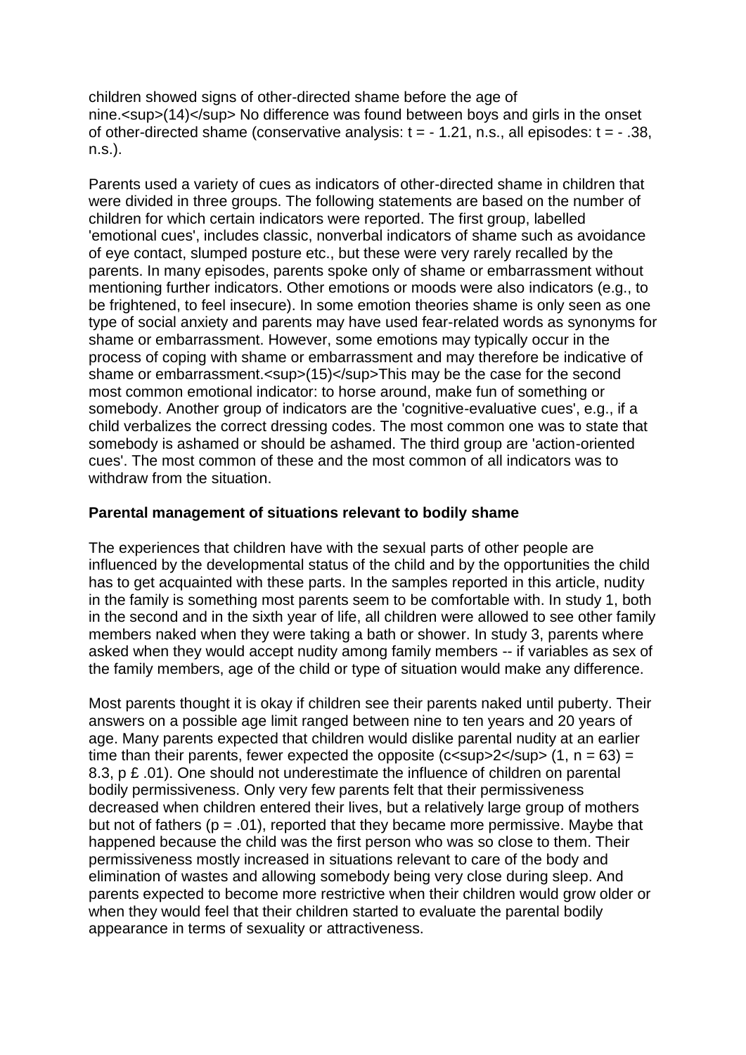children showed signs of other-directed shame before the age of nine.[14] No difference was found between boys and girls in the onset of other-directed shame (conservative analysis: $t = -1.21$, n.s., all episodes: $t = -.38$, n.s.).

Parents used a variety of cues as indicators of other-directed shame in children that were divided in three groups. The following statements are based on the number of children for which certain indicators were reported. The first group, labelled 'emotional cues', includes classic, nonverbal indicators of shame such as avoidance of eye contact, slumped posture etc., but these were very rarely recalled by the parents. In many episodes, parents spoke only of shame or embarrassment without mentioning further indicators. Other emotions or moods were also indicators (e.g., to be frightened, to feel insecure). In some emotion theories shame is only seen as one type of social anxiety and parents may have used fear-related words as synonyms for shame or embarrassment. However, some emotions may typically occur in the process of coping with shame or embarrassment and may therefore be indicative of shame or embarrassment.[15]This may be the case for the second most common emotional indicator: to horse around, make fun of something or somebody. Another group of indicators are the 'cognitive-evaluative cues', e.g., if a child verbalizes the correct dressing codes. The most common one was to state that somebody is ashamed or should be ashamed. The third group are 'action-oriented cues'. The most common of these and the most common of all indicators was to withdraw from the situation.

**Parental management of situations relevant to bodily shame**

The experiences that children have with the sexual parts of other people are influenced by the developmental status of the child and by the opportunities the child has to get acquainted with these parts. In the samples reported in this article, nudity in the family is something most parents seem to be comfortable with. In study 1, both in the second and in the sixth year of life, all children were allowed to see other family members naked when they were taking a bath or shower. In study 3, parents where asked when they would accept nudity among family members -- if variables as sex of the family members, age of the child or type of situation would make any difference.

Most parents thought it is okay if children see their parents naked until puberty. Their answers on a possible age limit ranged between nine to ten years and 20 years of age. Many parents expected that children would dislike parental nudity at an earlier time than their parents, fewer expected the opposite ($c^2$ (1, n = 63) = 8.3, p £ .01). One should not underestimate the influence of children on parental bodily permissiveness. Only very few parents felt that their permissiveness decreased when children entered their lives, but a relatively large group of mothers but not of fathers ($p = .01$), reported that they became more permissive. Maybe that happened because the child was the first person who was so close to them. Their permissiveness mostly increased in situations relevant to care of the body and elimination of wastes and allowing somebody being very close during sleep. And parents expected to become more restrictive when their children would grow older or when they would feel that their children started to evaluate the parental bodily appearance in terms of sexuality or attractiveness.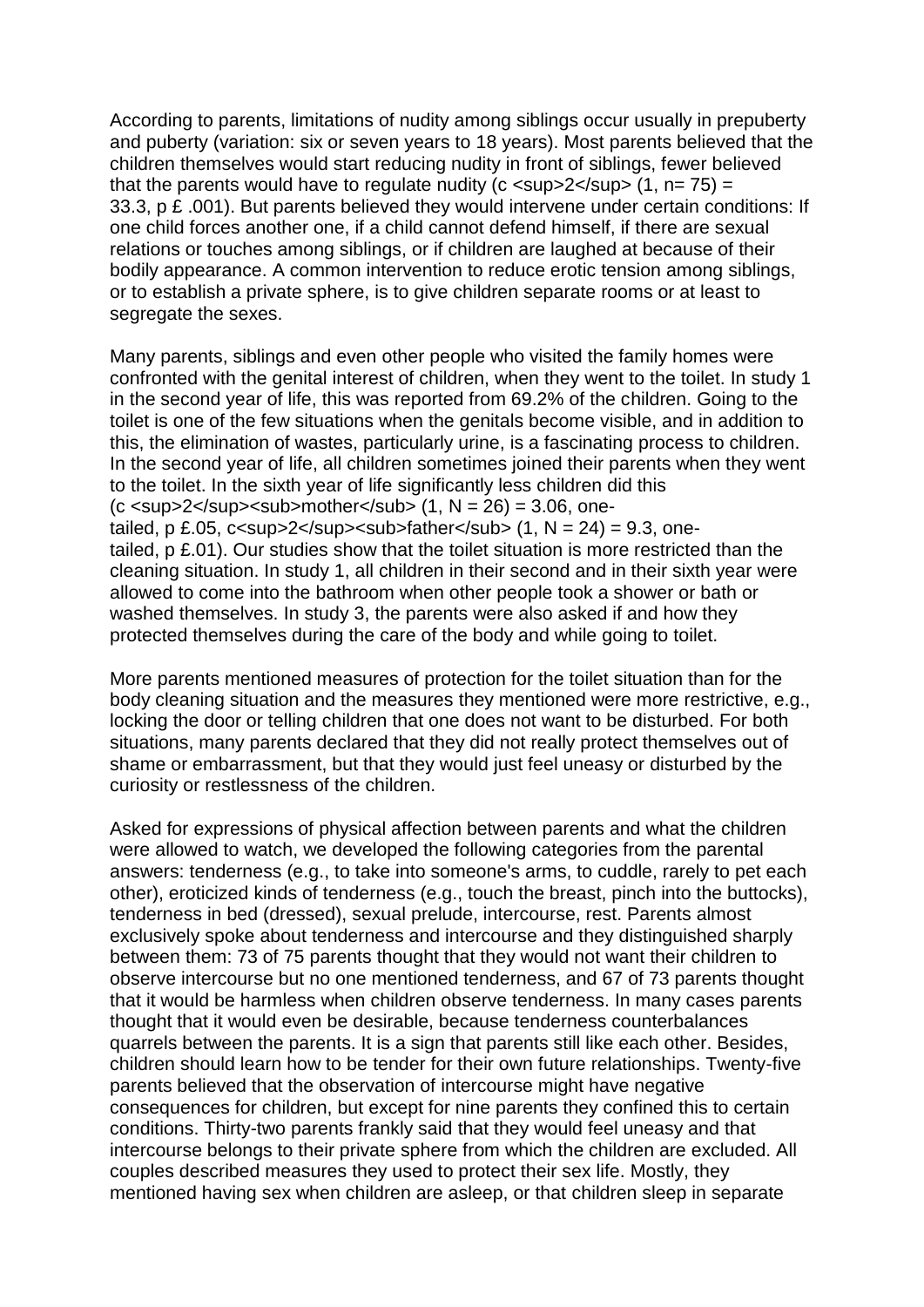According to parents, limitations of nudity among siblings occur usually in prepuberty and puberty (variation: six or seven years to 18 years). Most parents believed that the children themselves would start reducing nudity in front of siblings, fewer believed that the parents would have to regulate nudity ($\chi^2$ (1, n= 75) = 33.3, $p \leq .001$). But parents believed they would intervene under certain conditions: If one child forces another one, if a child cannot defend himself, if there are sexual relations or touches among siblings, or if children are laughed at because of their bodily appearance. A common intervention to reduce erotic tension among siblings, or to establish a private sphere, is to give children separate rooms or at least to segregate the sexes.

Many parents, siblings and even other people who visited the family homes were confronted with the genital interest of children, when they went to the toilet. In study 1 in the second year of life, this was reported from 69.2% of the children. Going to the toilet is one of the few situations when the genitals become visible, and in addition to this, the elimination of wastes, particularly urine, is a fascinating process to children. In the second year of life, all children sometimes joined their parents when they went to the toilet. In the sixth year of life significantly less children did this ($\chi^2_{mother}$ (1, N = 26) = 3.06, one-tailed, $p \leq .05$, $\chi^2_{father}$ (1, N = 24) = 9.3, one-tailed, $p \leq .01$). Our studies show that the toilet situation is more restricted than the cleaning situation. In study 1, all children in their second and in their sixth year were allowed to come into the bathroom when other people took a shower or bath or washed themselves. In study 3, the parents were also asked if and how they protected themselves during the care of the body and while going to toilet.

More parents mentioned measures of protection for the toilet situation than for the body cleaning situation and the measures they mentioned were more restrictive, e.g., locking the door or telling children that one does not want to be disturbed. For both situations, many parents declared that they did not really protect themselves out of shame or embarrassment, but that they would just feel uneasy or disturbed by the curiosity or restlessness of the children.

Asked for expressions of physical affection between parents and what the children were allowed to watch, we developed the following categories from the parental answers: tenderness (e.g., to take into someone's arms, to cuddle, rarely to pet each other), eroticized kinds of tenderness (e.g., touch the breast, pinch into the buttocks), tenderness in bed (dressed), sexual prelude, intercourse, rest. Parents almost exclusively spoke about tenderness and intercourse and they distinguished sharply between them: 73 of 75 parents thought that they would not want their children to observe intercourse but no one mentioned tenderness, and 67 of 73 parents thought that it would be harmless when children observe tenderness. In many cases parents thought that it would even be desirable, because tenderness counterbalances quarrels between the parents. It is a sign that parents still like each other. Besides, children should learn how to be tender for their own future relationships. Twenty-five parents believed that the observation of intercourse might have negative consequences for children, but except for nine parents they confined this to certain conditions. Thirty-two parents frankly said that they would feel uneasy and that intercourse belongs to their private sphere from which the children are excluded. All couples described measures they used to protect their sex life. Mostly, they mentioned having sex when children are asleep, or that children sleep in separate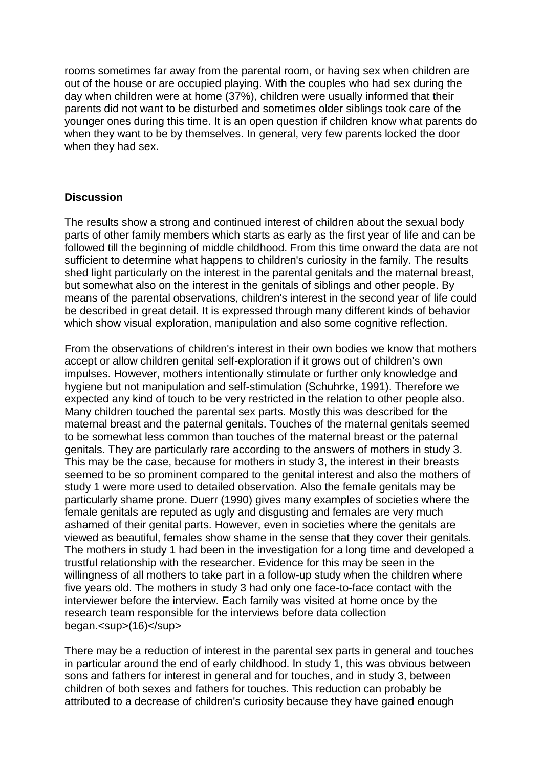rooms sometimes far away from the parental room, or having sex when children are out of the house or are occupied playing. With the couples who had sex during the day when children were at home (37%), children were usually informed that their parents did not want to be disturbed and sometimes older siblings took care of the younger ones during this time. It is an open question if children know what parents do when they want to be by themselves. In general, very few parents locked the door when they had sex.

## Discussion

The results show a strong and continued interest of children about the sexual body parts of other family members which starts as early as the first year of life and can be followed till the beginning of middle childhood. From this time onward the data are not sufficient to determine what happens to children's curiosity in the family. The results shed light particularly on the interest in the parental genitals and the maternal breast, but somewhat also on the interest in the genitals of siblings and other people. By means of the parental observations, children's interest in the second year of life could be described in great detail. It is expressed through many different kinds of behavior which show visual exploration, manipulation and also some cognitive reflection.

From the observations of children's interest in their own bodies we know that mothers accept or allow children genital self-exploration if it grows out of children's own impulses. However, mothers intentionally stimulate or further only knowledge and hygiene but not manipulation and self-stimulation (Schuhrke, 1991). Therefore we expected any kind of touch to be very restricted in the relation to other people also. Many children touched the parental sex parts. Mostly this was described for the maternal breast and the paternal genitals. Touches of the maternal genitals seemed to be somewhat less common than touches of the maternal breast or the paternal genitals. They are particularly rare according to the answers of mothers in study 3. This may be the case, because for mothers in study 3, the interest in their breasts seemed to be so prominent compared to the genital interest and also the mothers of study 1 were more used to detailed observation. Also the female genitals may be particularly shame prone. Duerr (1990) gives many examples of societies where the female genitals are reputed as ugly and disgusting and females are very much ashamed of their genital parts. However, even in societies where the genitals are viewed as beautiful, females show shame in the sense that they cover their genitals. The mothers in study 1 had been in the investigation for a long time and developed a trustful relationship with the researcher. Evidence for this may be seen in the willingness of all mothers to take part in a follow-up study when the children where five years old. The mothers in study 3 had only one face-to-face contact with the interviewer before the interview. Each family was visited at home once by the research team responsible for the interviews before data collection began.[16]

There may be a reduction of interest in the parental sex parts in general and touches in particular around the end of early childhood. In study 1, this was obvious between sons and fathers for interest in general and for touches, and in study 3, between children of both sexes and fathers for touches. This reduction can probably be attributed to a decrease of children's curiosity because they have gained enough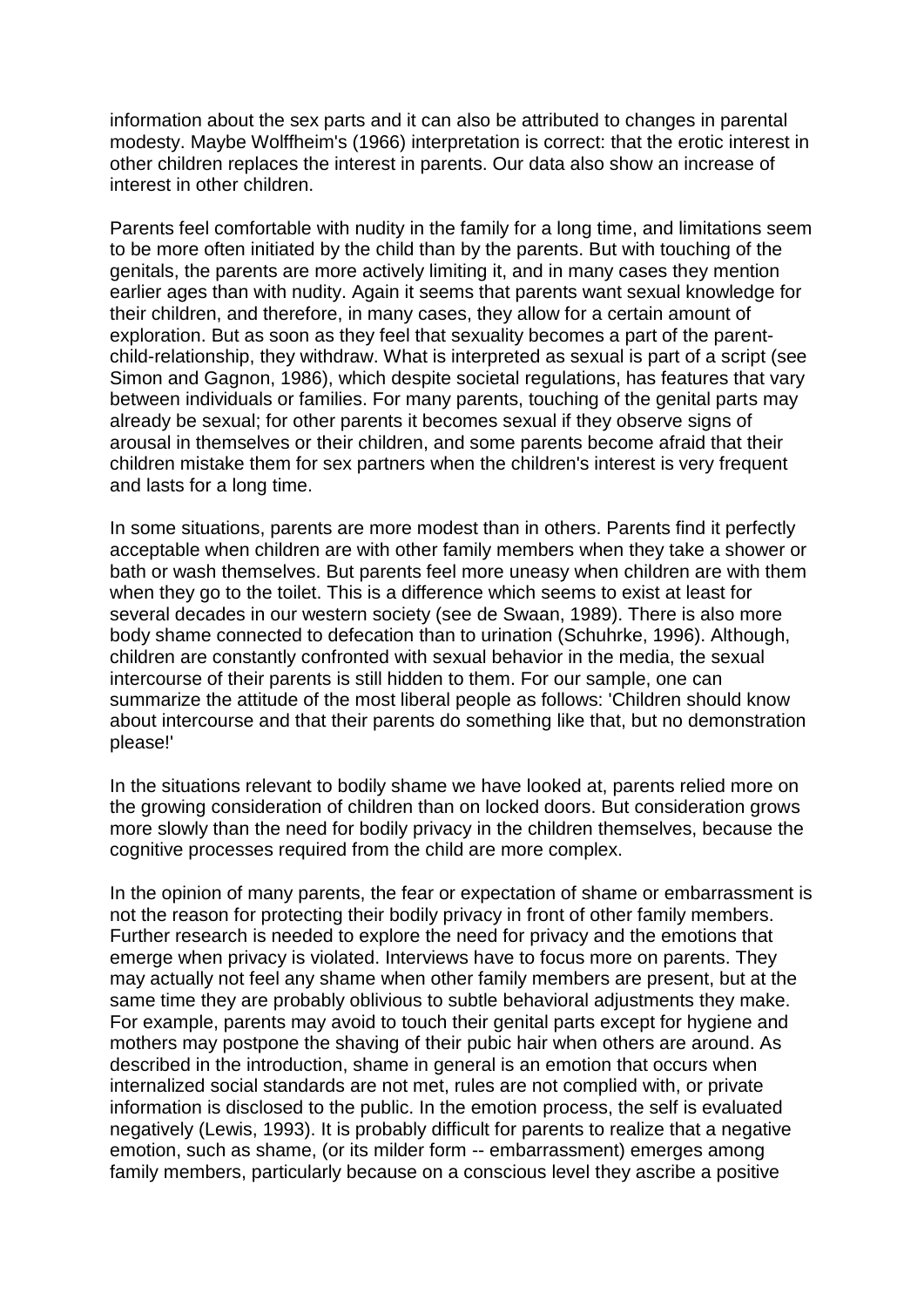information about the sex parts and it can also be attributed to changes in parental modesty. Maybe Wolffheim's (1966) interpretation is correct: that the erotic interest in other children replaces the interest in parents. Our data also show an increase of interest in other children.

Parents feel comfortable with nudity in the family for a long time, and limitations seem to be more often initiated by the child than by the parents. But with touching of the genitals, the parents are more actively limiting it, and in many cases they mention earlier ages than with nudity. Again it seems that parents want sexual knowledge for their children, and therefore, in many cases, they allow for a certain amount of exploration. But as soon as they feel that sexuality becomes a part of the parent-child-relationship, they withdraw. What is interpreted as sexual is part of a script (see Simon and Gagnon, 1986), which despite societal regulations, has features that vary between individuals or families. For many parents, touching of the genital parts may already be sexual; for other parents it becomes sexual if they observe signs of arousal in themselves or their children, and some parents become afraid that their children mistake them for sex partners when the children's interest is very frequent and lasts for a long time.

In some situations, parents are more modest than in others. Parents find it perfectly acceptable when children are with other family members when they take a shower or bath or wash themselves. But parents feel more uneasy when children are with them when they go to the toilet. This is a difference which seems to exist at least for several decades in our western society (see de Swaan, 1989). There is also more body shame connected to defecation than to urination (Schuhrke, 1996). Although, children are constantly confronted with sexual behavior in the media, the sexual intercourse of their parents is still hidden to them. For our sample, one can summarize the attitude of the most liberal people as follows: 'Children should know about intercourse and that their parents do something like that, but no demonstration please!'

In the situations relevant to bodily shame we have looked at, parents relied more on the growing consideration of children than on locked doors. But consideration grows more slowly than the need for bodily privacy in the children themselves, because the cognitive processes required from the child are more complex.

In the opinion of many parents, the fear or expectation of shame or embarrassment is not the reason for protecting their bodily privacy in front of other family members. Further research is needed to explore the need for privacy and the emotions that emerge when privacy is violated. Interviews have to focus more on parents. They may actually not feel any shame when other family members are present, but at the same time they are probably oblivious to subtle behavioral adjustments they make. For example, parents may avoid to touch their genital parts except for hygiene and mothers may postpone the shaving of their pubic hair when others are around. As described in the introduction, shame in general is an emotion that occurs when internalized social standards are not met, rules are not complied with, or private information is disclosed to the public. In the emotion process, the self is evaluated negatively (Lewis, 1993). It is probably difficult for parents to realize that a negative emotion, such as shame, (or its milder form -- embarrassment) emerges among family members, particularly because on a conscious level they ascribe a positive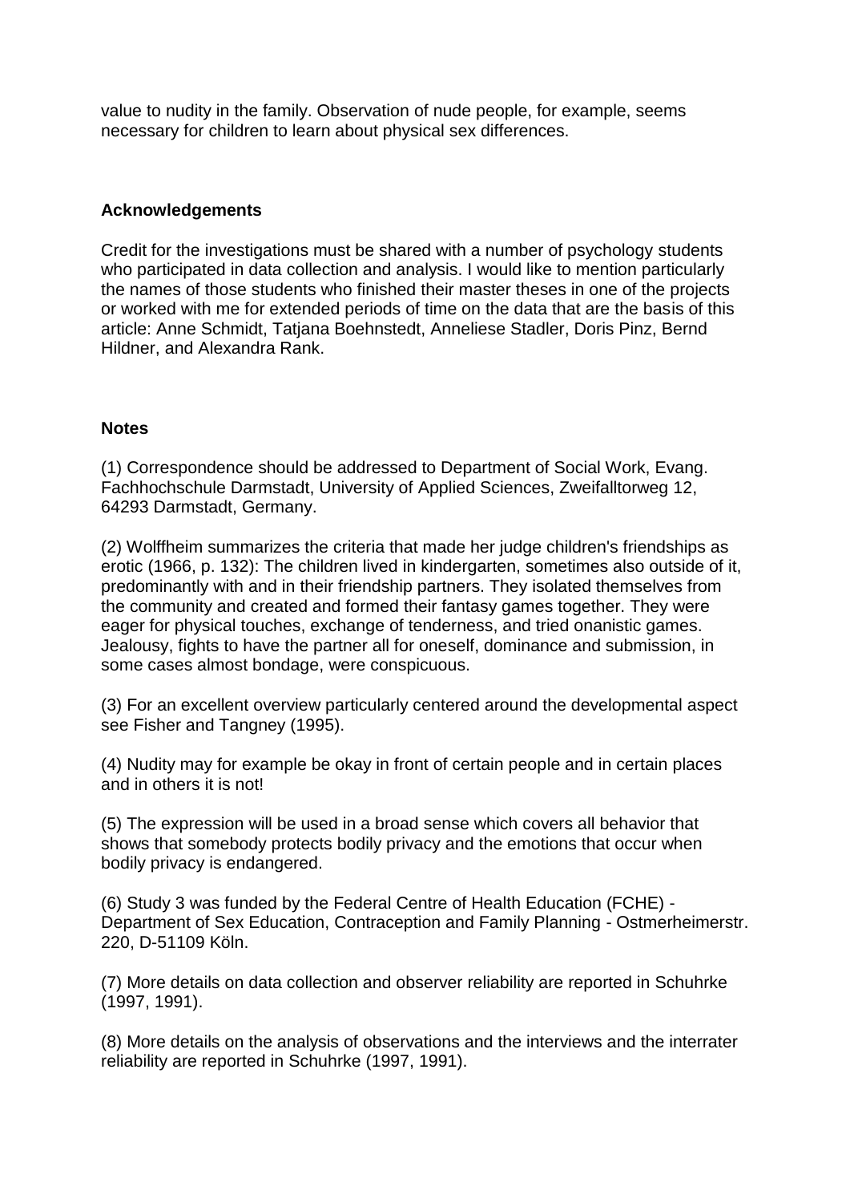value to nudity in the family. Observation of nude people, for example, seems necessary for children to learn about physical sex differences.

### Acknowledgements

Credit for the investigations must be shared with a number of psychology students who participated in data collection and analysis. I would like to mention particularly the names of those students who finished their master theses in one of the projects or worked with me for extended periods of time on the data that are the basis of this article: Anne Schmidt, Tatjana Boehnstedt, Anneliese Stadler, Doris Pinz, Bernd Hildner, and Alexandra Rank.

### Notes

(1) Correspondence should be addressed to Department of Social Work, Evang. Fachhochschule Darmstadt, University of Applied Sciences, Zweifalltorweg 12, 64293 Darmstadt, Germany.

(2) Wolffheim summarizes the criteria that made her judge children's friendships as erotic (1966, p. 132): The children lived in kindergarten, sometimes also outside of it, predominantly with and in their friendship partners. They isolated themselves from the community and created and formed their fantasy games together. They were eager for physical touches, exchange of tenderness, and tried onanistic games. Jealousy, fights to have the partner all for oneself, dominance and submission, in some cases almost bondage, were conspicuous.

(3) For an excellent overview particularly centered around the developmental aspect see Fisher and Tangney (1995).

(4) Nudity may for example be okay in front of certain people and in certain places and in others it is not!

(5) The expression will be used in a broad sense which covers all behavior that shows that somebody protects bodily privacy and the emotions that occur when bodily privacy is endangered.

(6) Study 3 was funded by the Federal Centre of Health Education (FCHE) - Department of Sex Education, Contraception and Family Planning - Ostmerheimerstr. 220, D-51109 Köln.

(7) More details on data collection and observer reliability are reported in Schuhrke (1997, 1991).

(8) More details on the analysis of observations and the interviews and the interrater reliability are reported in Schuhrke (1997, 1991).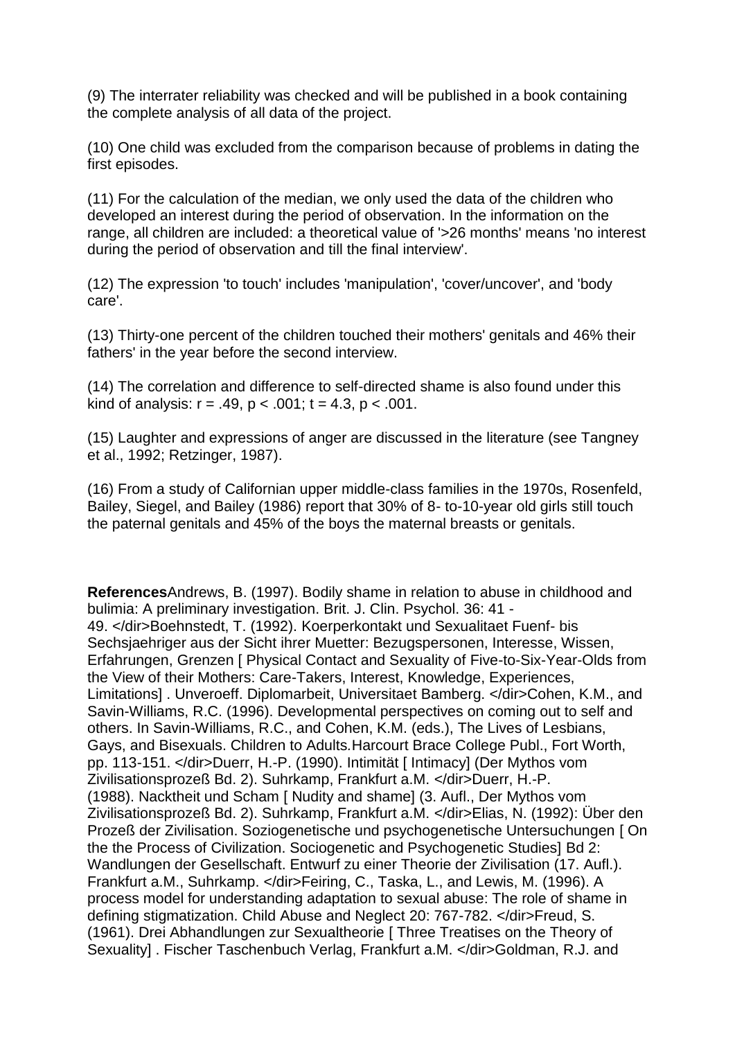(9) The interrater reliability was checked and will be published in a book containing the complete analysis of all data of the project.

(10) One child was excluded from the comparison because of problems in dating the first episodes.

(11) For the calculation of the median, we only used the data of the children who developed an interest during the period of observation. In the information on the range, all children are included: a theoretical value of '>26 months' means 'no interest during the period of observation and till the final interview'.

(12) The expression 'to touch' includes 'manipulation', 'cover/uncover', and 'body care'.

(13) Thirty-one percent of the children touched their mothers' genitals and 46% their fathers' in the year before the second interview.

(14) The correlation and difference to self-directed shame is also found under this kind of analysis: $r = .49$, $p < .001$; $t = 4.3$, $p < .001$.

(15) Laughter and expressions of anger are discussed in the literature (see Tangney et al., 1992; Retzinger, 1987).

(16) From a study of Californian upper middle-class families in the 1970s, Rosenfeld, Bailey, Siegel, and Bailey (1986) report that 30% of 8- to-10-year old girls still touch the paternal genitals and 45% of the boys the maternal breasts or genitals.

**References**

Andrews, B. (1997). Bodily shame in relation to abuse in childhood and bulimia: A preliminary investigation. Brit. J. Clin. Psychol. 36: 41 - 49.

Boehnstedt, T. (1992). Koerperkontakt und Sexualitaet Fuenf- bis Sechsjaehriger aus der Sicht ihrer Muetter: Bezugspersonen, Interesse, Wissen, Erfahrungen, Grenzen [ Physical Contact and Sexuality of Five-to-Six-Year-Olds from the View of their Mothers: Care-Takers, Interest, Knowledge, Experiences, Limitations] . Unveroeff. Diplomarbeit, Universitaet Bamberg.

Cohen, K.M., and Savin-Williams, R.C. (1996). Developmental perspectives on coming out to self and others. In Savin-Williams, R.C., and Cohen, K.M. (eds.), The Lives of Lesbians, Gays, and Bisexuals. Children to Adults.Harcourt Brace College Publ., Fort Worth, pp. 113-151.

Duerr, H.-P. (1990). Intimität [ Intimacy] (Der Mythos vom Zivilisationsprozeß Bd. 2). Suhrkamp, Frankfurt a.M.

Duerr, H.-P. (1988). Nacktheit und Scham [ Nudity and shame] (3. Aufl., Der Mythos vom Zivilisationsprozeß Bd. 2). Suhrkamp, Frankfurt a.M.

Elias, N. (1992): Über den Prozeß der Zivilisation. Soziogenetische und psychogenetische Untersuchungen [ On the the Process of Civilization. Sociogenetic and Psychogenetic Studies] Bd 2: Wandlungen der Gesellschaft. Entwurf zu einer Theorie der Zivilisation (17. Aufl.). Frankfurt a.M., Suhrkamp.

Feiring, C., Taska, L., and Lewis, M. (1996). A process model for understanding adaptation to sexual abuse: The role of shame in defining stigmatization. Child Abuse and Neglect 20: 767-782.

Freud, S. (1961). Drei Abhandlungen zur Sexualtheorie [ Three Treatises on the Theory of Sexuality] . Fischer Taschenbuch Verlag, Frankfurt a.M.

Goldman, R.J. and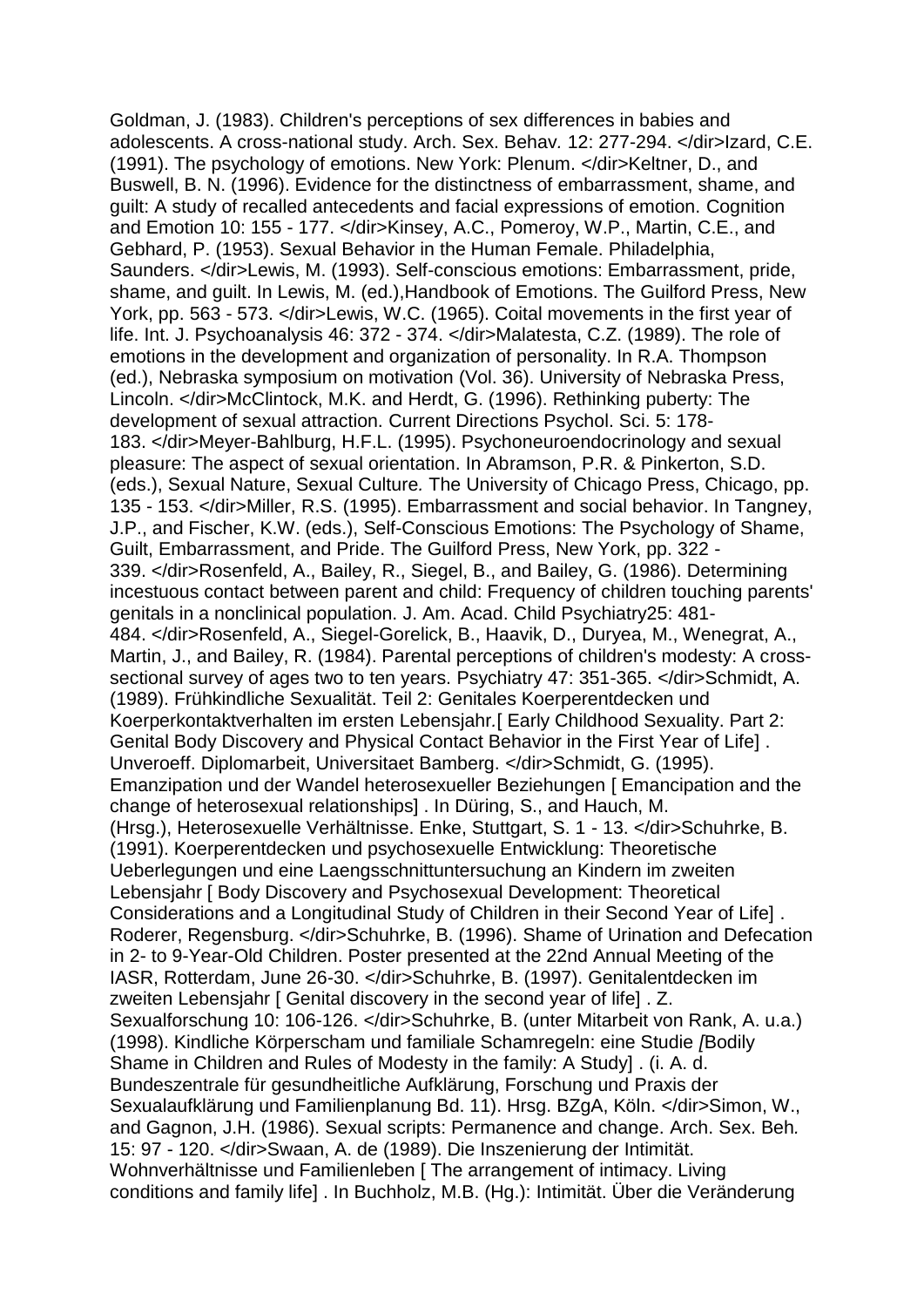Goldman, J. (1983). Children's perceptions of sex differences in babies and adolescents. A cross-national study. Arch. Sex. Behav. 12: 277-294. </dir>Izard, C.E. (1991). The psychology of emotions. New York: Plenum. </dir>Keltner, D., and Buswell, B. N. (1996). Evidence for the distinctness of embarrassment, shame, and guilt: A study of recalled antecedents and facial expressions of emotion. Cognition and Emotion 10: 155 - 177. </dir>Kinsey, A.C., Pomeroy, W.P., Martin, C.E., and Gebhard, P. (1953). Sexual Behavior in the Human Female. Philadelphia, Saunders. </dir>Lewis, M. (1993). Self-conscious emotions: Embarrassment, pride, shame, and guilt. In Lewis, M. (ed.),Handbook of Emotions. The Guilford Press, New York, pp. 563 - 573. </dir>Lewis, W.C. (1965). Coital movements in the first year of life. Int. J. Psychoanalysis 46: 372 - 374. </dir>Malatesta, C.Z. (1989). The role of emotions in the development and organization of personality. In R.A. Thompson (ed.), Nebraska symposium on motivation (Vol. 36). University of Nebraska Press, Lincoln. </dir>McClintock, M.K. and Herdt, G. (1996). Rethinking puberty: The development of sexual attraction. Current Directions Psychol. Sci. 5: 178-183. </dir>Meyer-Bahlburg, H.F.L. (1995). Psychoneuroendocrinology and sexual pleasure: The aspect of sexual orientation. In Abramson, P.R. & Pinkerton, S.D. (eds.), Sexual Nature, Sexual Culture. The University of Chicago Press, Chicago, pp. 135 - 153. </dir>Miller, R.S. (1995). Embarrassment and social behavior. In Tangney, J.P., and Fischer, K.W. (eds.), Self-Conscious Emotions: The Psychology of Shame, Guilt, Embarrassment, and Pride. The Guilford Press, New York, pp. 322 - 339. </dir>Rosenfeld, A., Bailey, R., Siegel, B., and Bailey, G. (1986). Determining incestuous contact between parent and child: Frequency of children touching parents' genitals in a nonclinical population. J. Am. Acad. Child Psychiatry25: 481-484. </dir>Rosenfeld, A., Siegel-Gorelick, B., Haavik, D., Duryea, M., Wenegrat, A., Martin, J., and Bailey, R. (1984). Parental perceptions of children's modesty: A cross-sectional survey of ages two to ten years. Psychiatry 47: 351-365. </dir>Schmidt, A. (1989). Frühkindliche Sexualität. Teil 2: Genitales Koerperentdecken und Koerperkontaktverhalten im ersten Lebensjahr.[ Early Childhood Sexuality. Part 2: Genital Body Discovery and Physical Contact Behavior in the First Year of Life] . Unveroeff. Diplomarbeit, Universitaet Bamberg. </dir>Schmidt, G. (1995). Emanzipation und der Wandel heterosexueller Beziehungen [ Emancipation and the change of heterosexual relationships] . In Düring, S., and Hauch, M. (Hrsg.), Heterosexuelle Verhältnisse. Enke, Stuttgart, S. 1 - 13. </dir>Schuhrke, B. (1991). Koerperentdecken und psychosexuelle Entwicklung: Theoretische Ueberlegungen und eine Laengsschnittuntersuchung an Kindern im zweiten Lebensjahr [ Body Discovery and Psychosexual Development: Theoretical Considerations and a Longitudinal Study of Children in their Second Year of Life] . Roderer, Regensburg. </dir>Schuhrke, B. (1996). Shame of Urination and Defecation in 2- to 9-Year-Old Children. Poster presented at the 22nd Annual Meeting of the IASR, Rotterdam, June 26-30. </dir>Schuhrke, B. (1997). Genitalentdecken im zweiten Lebensjahr [ Genital discovery in the second year of life] . Z. Sexualforschung 10: 106-126. </dir>Schuhrke, B. (unter Mitarbeit von Rank, A. u.a.) (1998). Kindliche Körperscham und familiale Schamregeln: eine Studie [Bodily Shame in Children and Rules of Modesty in the family: A Study] . (i. A. d. Bundeszentrale für gesundheitliche Aufklärung, Forschung und Praxis der Sexualaufklärung und Familienplanung Bd. 11). Hrsg. BZgA, Köln. </dir>Simon, W., and Gagnon, J.H. (1986). Sexual scripts: Permanence and change. Arch. Sex. Beh. 15: 97 - 120. </dir>Swaan, A. de (1989). Die Inszenierung der Intimität. Wohnverhältnisse und Familienleben [ The arrangement of intimacy. Living conditions and family life] . In Buchholz, M.B. (Hg.): Intimität. Über die Veränderung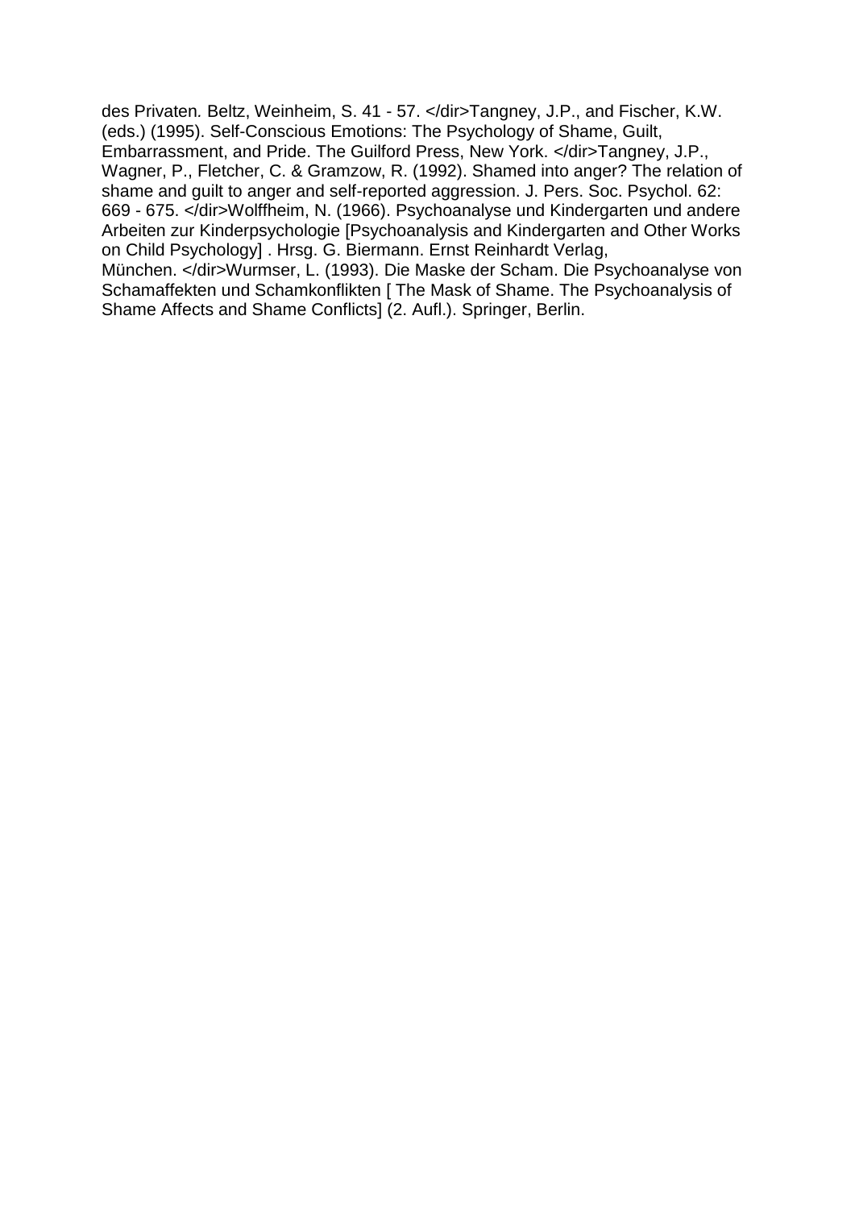des Privaten. Beltz, Weinheim, S. 41 - 57. </dir>Tangney, J.P., and Fischer, K.W. (eds.) (1995). Self-Conscious Emotions: The Psychology of Shame, Guilt, Embarrassment, and Pride. The Guilford Press, New York. </dir>Tangney, J.P., Wagner, P., Fletcher, C. & Gramzow, R. (1992). Shamed into anger? The relation of shame and guilt to anger and self-reported aggression. J. Pers. Soc. Psychol. 62: 669 - 675. </dir>Wolffheim, N. (1966). Psychoanalyse und Kindergarten und andere Arbeiten zur Kinderpsychologie [Psychoanalysis and Kindergarten and Other Works on Child Psychology] . Hrsg. G. Biermann. Ernst Reinhardt Verlag, München. </dir>Wurmser, L. (1993). Die Maske der Scham. Die Psychoanalyse von Schamaffekten und Schamkonflikten [ The Mask of Shame. The Psychoanalysis of Shame Affects and Shame Conflicts] (2. Aufl.). Springer, Berlin.